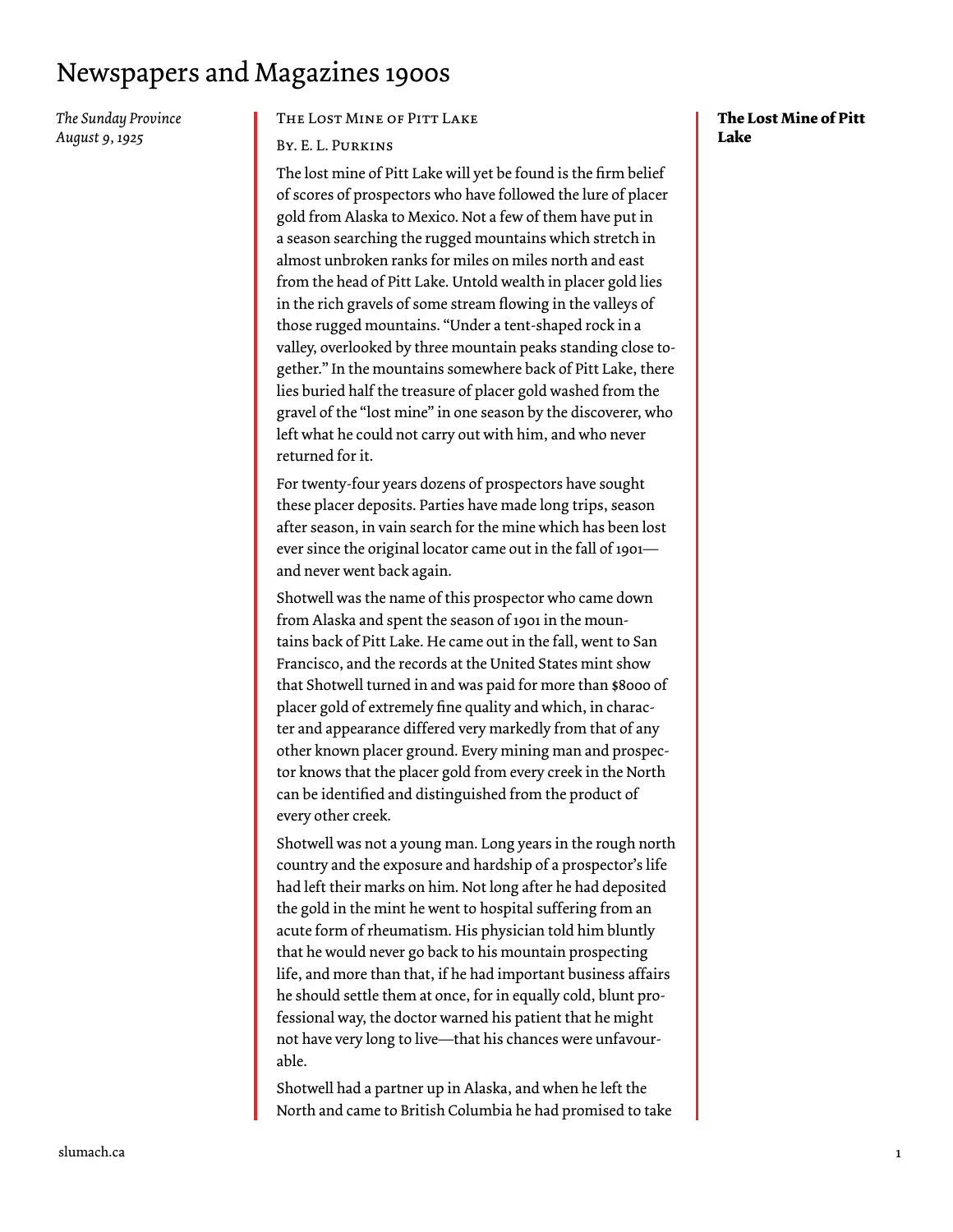*The Sunday Province*
*August 9, 1925*

# The Lost Mine of Pitt Lake

By. E. L. Purkins

The lost mine of Pitt Lake will yet be found is the firm belief of scores of prospectors who have followed the lure of placer gold from Alaska to Mexico. Not a few of them have put in a season searching the rugged mountains which stretch in almost unbroken ranks for miles on miles north and east from the head of Pitt Lake. Untold wealth in placer gold lies in the rich gravels of some stream flowing in the valleys of those rugged mountains. "Under a tent-shaped rock in a valley, overlooked by three mountain peaks standing close together." In the mountains somewhere back of Pitt Lake, there lies buried half the treasure of placer gold washed from the gravel of the "lost mine" in one season by the discoverer, who left what he could not carry out with him, and who never returned for it.

For twenty-four years dozens of prospectors have sought these placer deposits. Parties have made long trips, season after season, in vain search for the mine which has been lost ever since the original locator came out in the fall of 1901—and never went back again.

Shotwell was the name of this prospector who came down from Alaska and spent the season of 1901 in the mountains back of Pitt Lake. He came out in the fall, went to San Francisco, and the records at the United States mint show that Shotwell turned in and was paid for more than $8000 of placer gold of extremely fine quality and which, in character and appearance differed very markedly from that of any other known placer ground. Every mining man and prospector knows that the placer gold from every creek in the North can be identified and distinguished from the product of every other creek.

Shotwell was not a young man. Long years in the rough north country and the exposure and hardship of a prospector's life had left their marks on him. Not long after he had deposited the gold in the mint he went to hospital suffering from an acute form of rheumatism. His physician told him bluntly that he would never go back to his mountain prospecting life, and more than that, if he had important business affairs he should settle them at once, for in equally cold, blunt professional way, the doctor warned his patient that he might not have very long to live—that his chances were unfavourable.

Shotwell had a partner up in Alaska, and when he left the North and came to British Columbia he had promised to take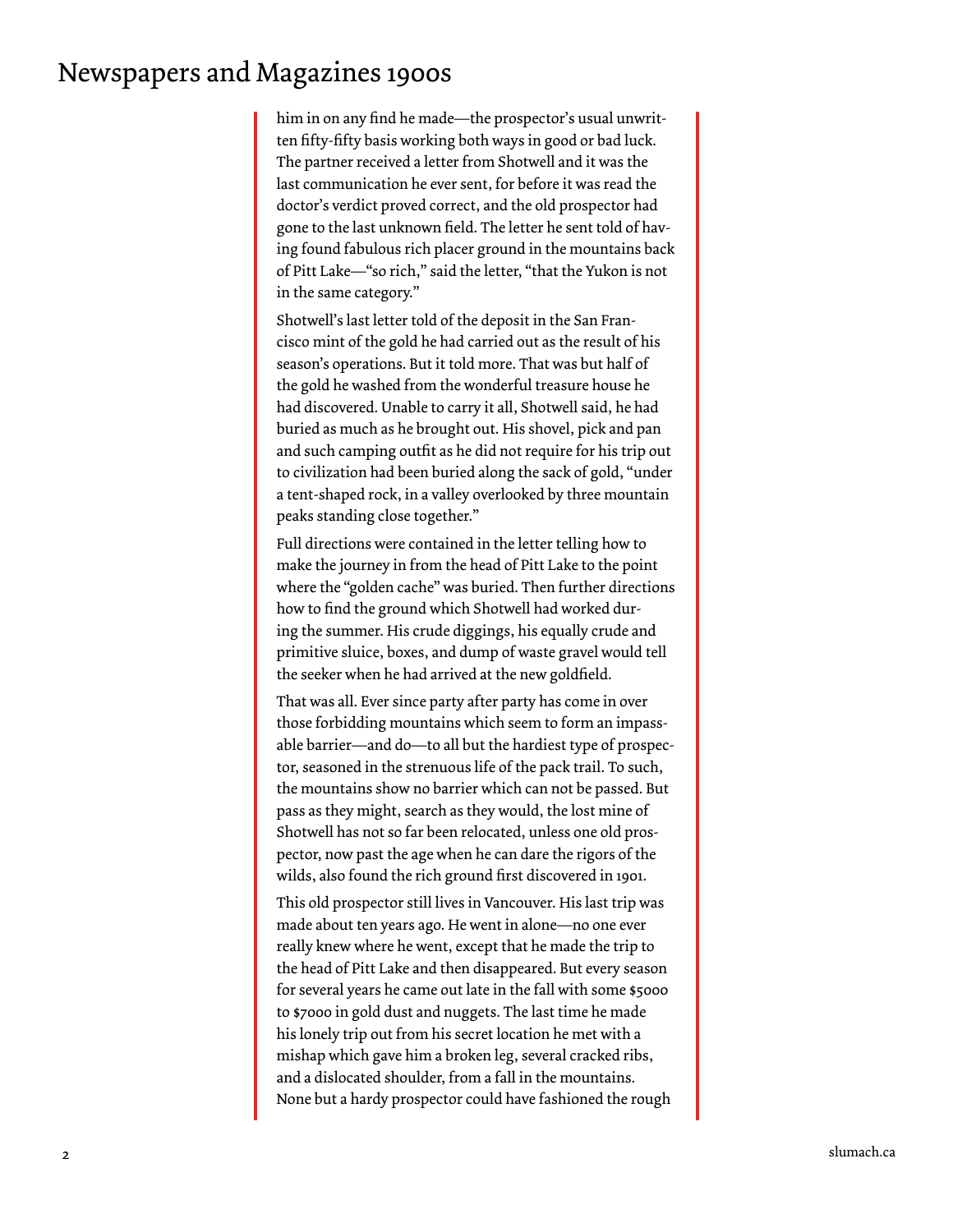him in on any find he made—the prospector's usual unwritten fifty-fifty basis working both ways in good or bad luck. The partner received a letter from Shotwell and it was the last communication he ever sent, for before it was read the doctor's verdict proved correct, and the old prospector had gone to the last unknown field. The letter he sent told of having found fabulous rich placer ground in the mountains back of Pitt Lake—"so rich," said the letter, "that the Yukon is not in the same category."

Shotwell's last letter told of the deposit in the San Francisco mint of the gold he had carried out as the result of his season's operations. But it told more. That was but half of the gold he washed from the wonderful treasure house he had discovered. Unable to carry it all, Shotwell said, he had buried as much as he brought out. His shovel, pick and pan and such camping outfit as he did not require for his trip out to civilization had been buried along the sack of gold, "under a tent-shaped rock, in a valley overlooked by three mountain peaks standing close together."

Full directions were contained in the letter telling how to make the journey in from the head of Pitt Lake to the point where the "golden cache" was buried. Then further directions how to find the ground which Shotwell had worked during the summer. His crude diggings, his equally crude and primitive sluice, boxes, and dump of waste gravel would tell the seeker when he had arrived at the new goldfield.

That was all. Ever since party after party has come in over those forbidding mountains which seem to form an impassable barrier—and do—to all but the hardiest type of prospector, seasoned in the strenuous life of the pack trail. To such, the mountains show no barrier which can not be passed. But pass as they might, search as they would, the lost mine of Shotwell has not so far been relocated, unless one old prospector, now past the age when he can dare the rigors of the wilds, also found the rich ground first discovered in 1901.

This old prospector still lives in Vancouver. His last trip was made about ten years ago. He went in alone—no one ever really knew where he went, except that he made the trip to the head of Pitt Lake and then disappeared. But every season for several years he came out late in the fall with some $5000 to $7000 in gold dust and nuggets. The last time he made his lonely trip out from his secret location he met with a mishap which gave him a broken leg, several cracked ribs, and a dislocated shoulder, from a fall in the mountains. None but a hardy prospector could have fashioned the rough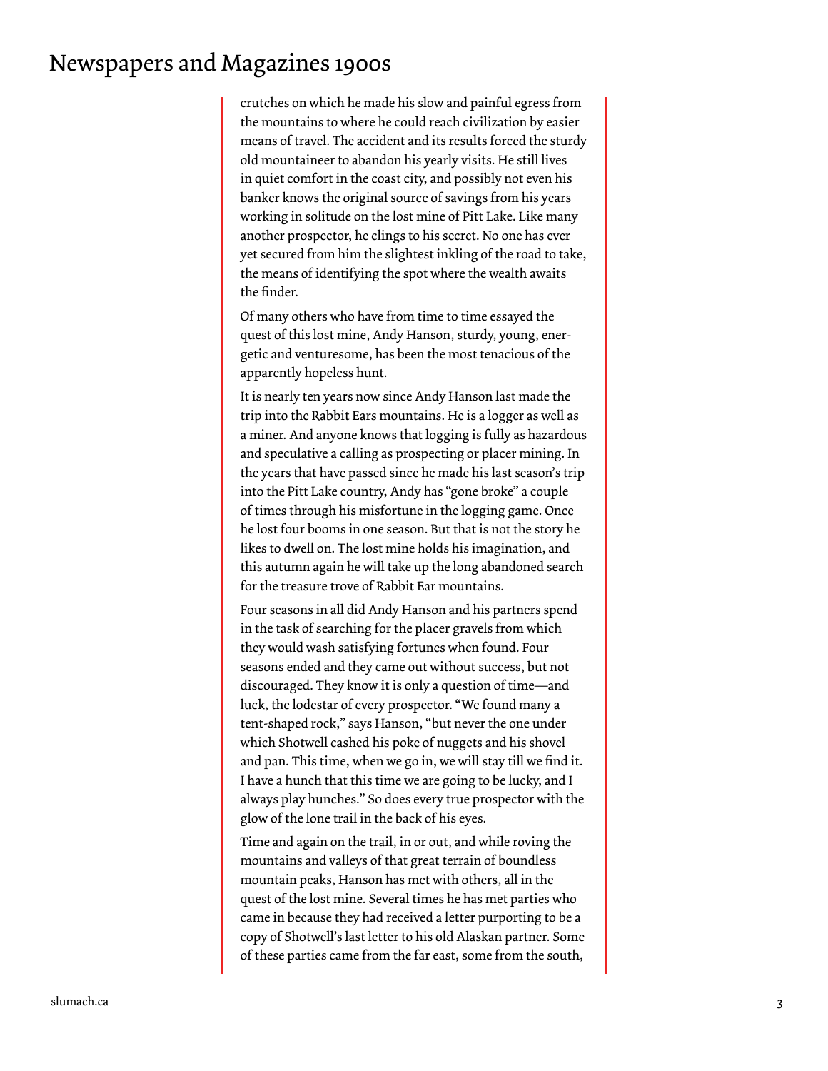crutches on which he made his slow and painful egress from the mountains to where he could reach civilization by easier means of travel. The accident and its results forced the sturdy old mountaineer to abandon his yearly visits. He still lives in quiet comfort in the coast city, and possibly not even his banker knows the original source of savings from his years working in solitude on the lost mine of Pitt Lake. Like many another prospector, he clings to his secret. No one has ever yet secured from him the slightest inkling of the road to take, the means of identifying the spot where the wealth awaits the finder.

Of many others who have from time to time essayed the quest of this lost mine, Andy Hanson, sturdy, young, energetic and venturesome, has been the most tenacious of the apparently hopeless hunt.

It is nearly ten years now since Andy Hanson last made the trip into the Rabbit Ears mountains. He is a logger as well as a miner. And anyone knows that logging is fully as hazardous and speculative a calling as prospecting or placer mining. In the years that have passed since he made his last season's trip into the Pitt Lake country, Andy has "gone broke" a couple of times through his misfortune in the logging game. Once he lost four booms in one season. But that is not the story he likes to dwell on. The lost mine holds his imagination, and this autumn again he will take up the long abandoned search for the treasure trove of Rabbit Ear mountains.

Four seasons in all did Andy Hanson and his partners spend in the task of searching for the placer gravels from which they would wash satisfying fortunes when found. Four seasons ended and they came out without success, but not discouraged. They know it is only a question of time—and luck, the lodestar of every prospector. "We found many a tent-shaped rock," says Hanson, "but never the one under which Shotwell cashed his poke of nuggets and his shovel and pan. This time, when we go in, we will stay till we find it. I have a hunch that this time we are going to be lucky, and I always play hunches." So does every true prospector with the glow of the lone trail in the back of his eyes.

Time and again on the trail, in or out, and while roving the mountains and valleys of that great terrain of boundless mountain peaks, Hanson has met with others, all in the quest of the lost mine. Several times he has met parties who came in because they had received a letter purporting to be a copy of Shotwell's last letter to his old Alaskan partner. Some of these parties came from the far east, some from the south,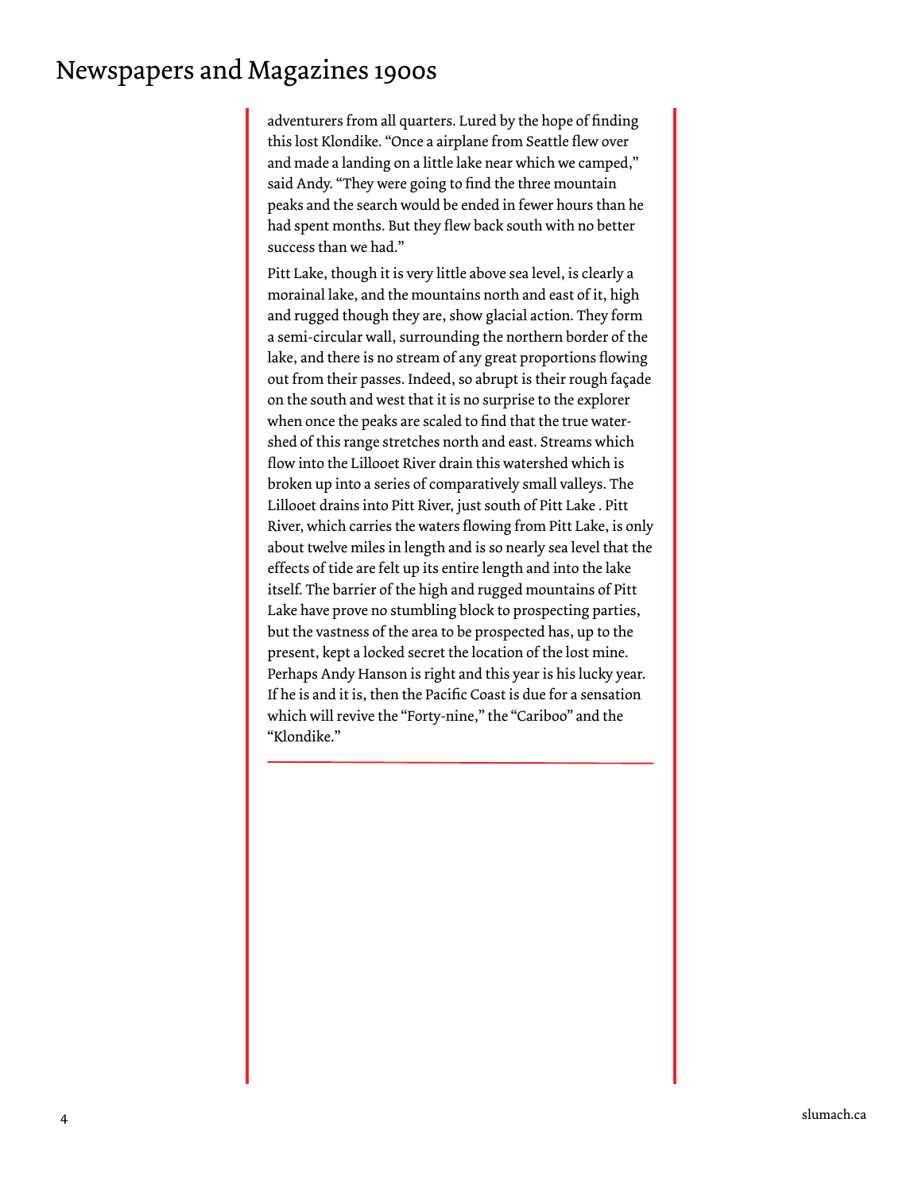adventurers from all quarters. Lured by the hope of finding this lost Klondike. "Once a airplane from Seattle flew over and made a landing on a little lake near which we camped," said Andy. "They were going to find the three mountain peaks and the search would be ended in fewer hours than he had spent months. But they flew back south with no better success than we had."

Pitt Lake, though it is very little above sea level, is clearly a morainal lake, and the mountains north and east of it, high and rugged though they are, show glacial action. They form a semi-circular wall, surrounding the northern border of the lake, and there is no stream of any great proportions flowing out from their passes. Indeed, so abrupt is their rough façade on the south and west that it is no surprise to the explorer when once the peaks are scaled to find that the true watershed of this range stretches north and east. Streams which flow into the Lillooet River drain this watershed which is broken up into a series of comparatively small valleys. The Lillooet drains into Pitt River, just south of Pitt Lake . Pitt River, which carries the waters flowing from Pitt Lake, is only about twelve miles in length and is so nearly sea level that the effects of tide are felt up its entire length and into the lake itself. The barrier of the high and rugged mountains of Pitt Lake have prove no stumbling block to prospecting parties, but the vastness of the area to be prospected has, up to the present, kept a locked secret the location of the lost mine. Perhaps Andy Hanson is right and this year is his lucky year. If he is and it is, then the Pacific Coast is due for a sensation which will revive the "Forty-nine," the "Cariboo" and the "Klondike."